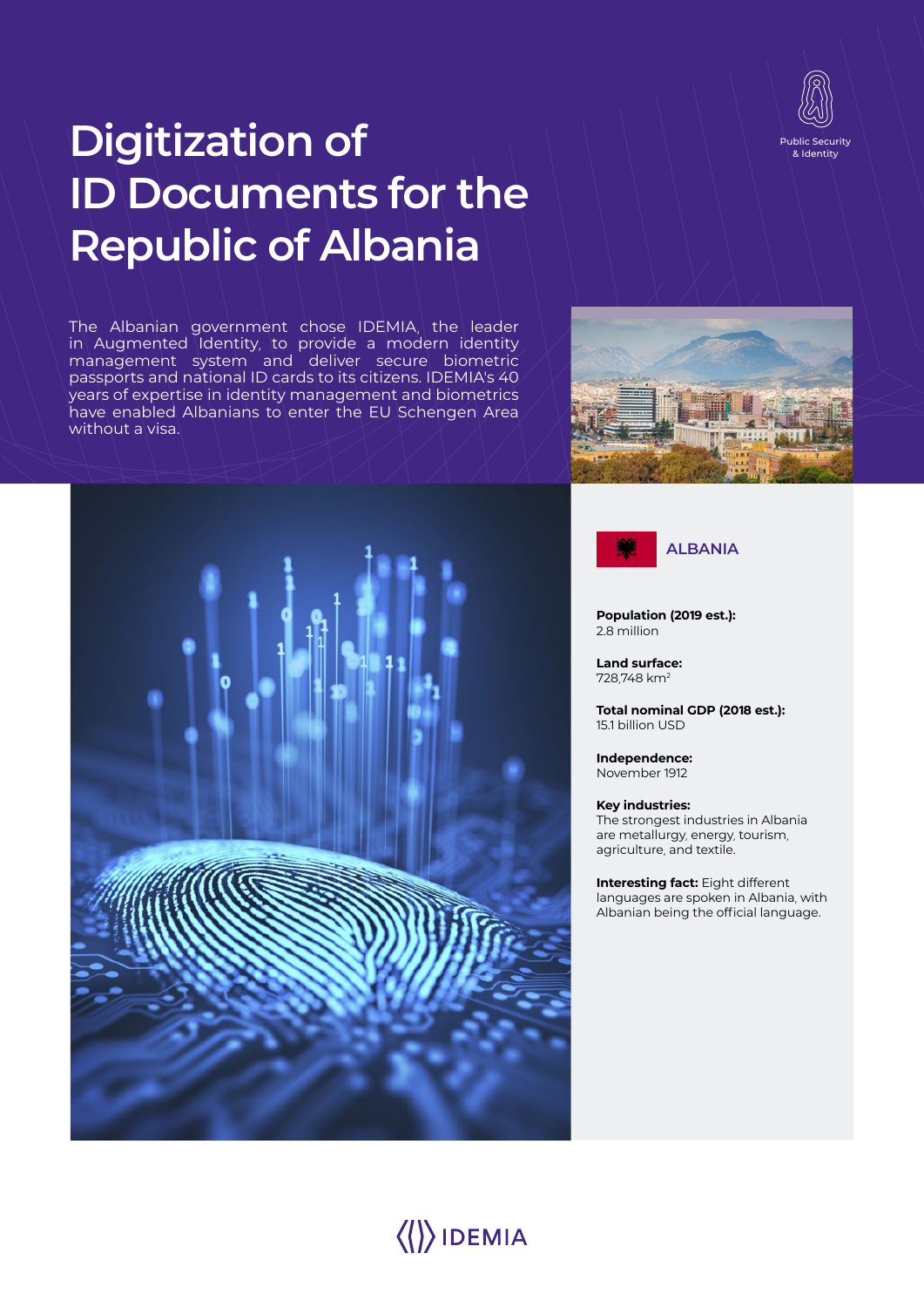Public Security & Identity

# Digitization of ID Documents for the Republic of Albania

The Albanian government chose IDEMIA, the leader in Augmented Identity, to provide a modern identity management system and deliver secure biometric passports and national ID cards to its citizens. IDEMIA's 40 years of expertise in identity management and biometrics have enabled Albanians to enter the EU Schengen Area without a visa.

## ALBANIA

**Population (2019 est.):**
2.8 million

**Land surface:**
728,748 km$^2$

**Total nominal GDP (2018 est.):**
15.1 billion USD

**Independence:**
November 1912

**Key industries:**
The strongest industries in Albania are metallurgy, energy, tourism, agriculture, and textile.

**Interesting fact:** Eight different languages are spoken in Albania, with Albanian being the official language.

IDEMIA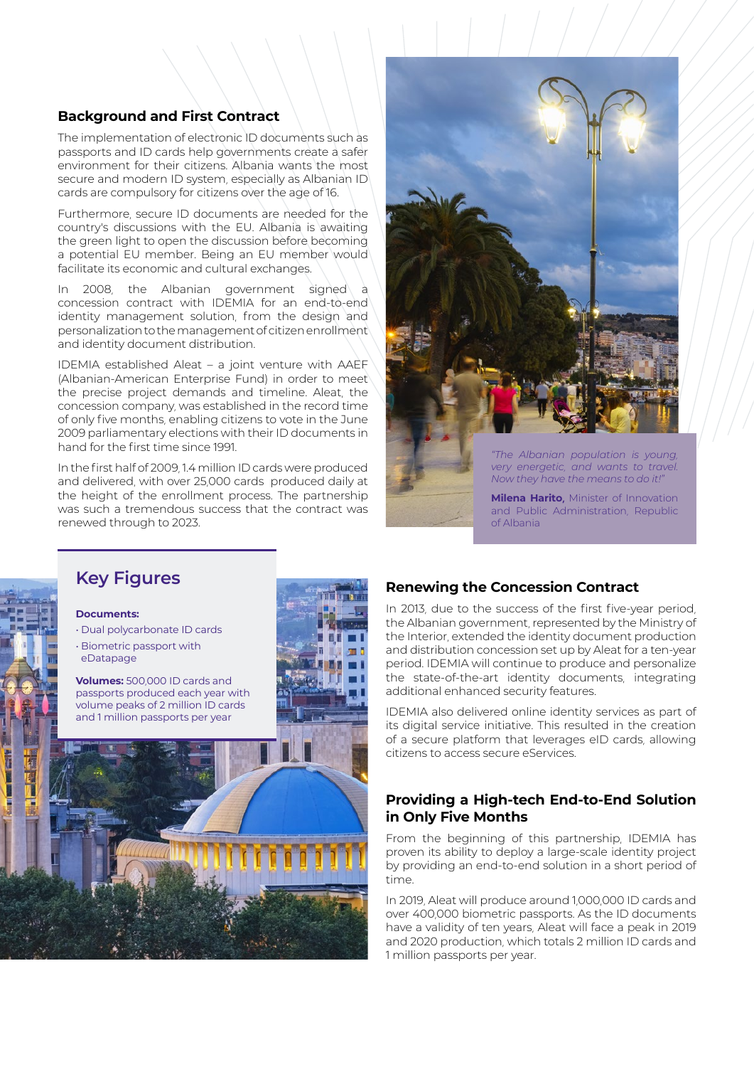## Background and First Contract

The implementation of electronic ID documents such as passports and ID cards help governments create a safer environment for their citizens. Albania wants the most secure and modern ID system, especially as Albanian ID cards are compulsory for citizens over the age of 16.

Furthermore, secure ID documents are needed for the country's discussions with the EU. Albania is awaiting the green light to open the discussion before becoming a potential EU member. Being an EU member would facilitate its economic and cultural exchanges.

In 2008, the Albanian government signed a concession contract with IDEMIA for an end-to-end identity management solution, from the design and personalization to the management of citizen enrollment and identity document distribution.

IDEMIA established Aleat – a joint venture with AAEF (Albanian-American Enterprise Fund) in order to meet the precise project demands and timeline. Aleat, the concession company, was established in the record time of only five months, enabling citizens to vote in the June 2009 parliamentary elections with their ID documents in hand for the first time since 1991.

In the first half of 2009, 1.4 million ID cards were produced and delivered, with over 25,000 cards produced daily at the height of the enrollment process. The partnership was such a tremendous success that the contract was renewed through to 2023.

*"The Albanian population is young, very energetic, and wants to travel. Now they have the means to do it!"*

**Milena Harito,** Minister of Innovation and Public Administration, Republic of Albania

## Key Figures

**Documents:**

- Dual polycarbonate ID cards
- Biometric passport with eDatapage

**Volumes:** 500,000 ID cards and passports produced each year with volume peaks of 2 million ID cards and 1 million passports per year

## Renewing the Concession Contract

In 2013, due to the success of the first five-year period, the Albanian government, represented by the Ministry of the Interior, extended the identity document production and distribution concession set up by Aleat for a ten-year period. IDEMIA will continue to produce and personalize the state-of-the-art identity documents, integrating additional enhanced security features.

IDEMIA also delivered online identity services as part of its digital service initiative. This resulted in the creation of a secure platform that leverages eID cards, allowing citizens to access secure eServices.

## Providing a High-tech End-to-End Solution in Only Five Months

From the beginning of this partnership, IDEMIA has proven its ability to deploy a large-scale identity project by providing an end-to-end solution in a short period of time.

In 2019, Aleat will produce around 1,000,000 ID cards and over 400,000 biometric passports. As the ID documents have a validity of ten years, Aleat will face a peak in 2019 and 2020 production, which totals 2 million ID cards and 1 million passports per year.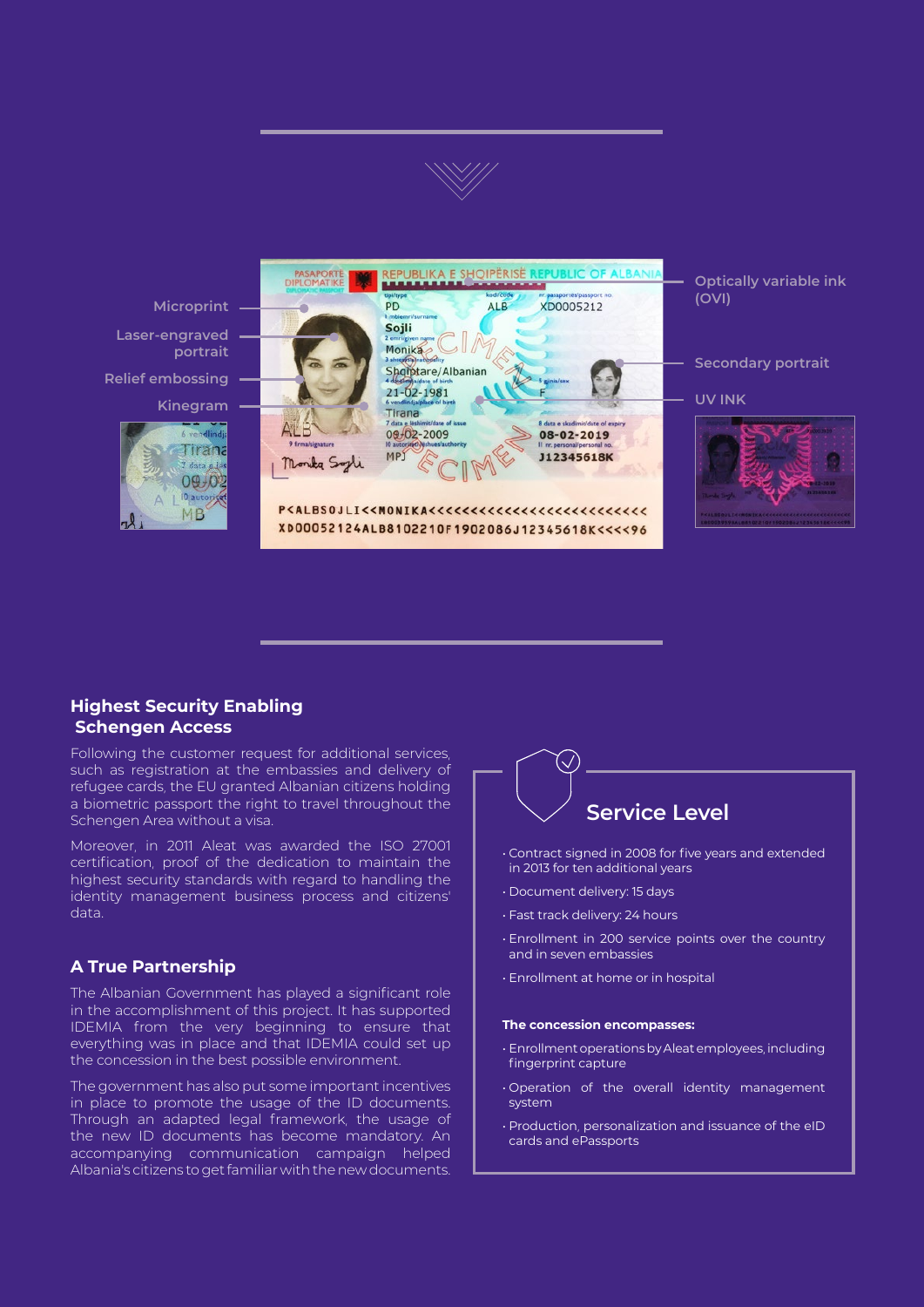Microprint

Laser-engraved portrait

Relief embossing

Kinegram

Optically variable ink (OVI)

Secondary portrait

UV INK

## Highest Security Enabling Schengen Access

Following the customer request for additional services, such as registration at the embassies and delivery of refugee cards, the EU granted Albanian citizens holding a biometric passport the right to travel throughout the Schengen Area without a visa.

Moreover, in 2011 Aleat was awarded the ISO 27001 certification, proof of the dedication to maintain the highest security standards with regard to handling the identity management business process and citizens' data.

## A True Partnership

The Albanian Government has played a significant role in the accomplishment of this project. It has supported IDEMIA from the very beginning to ensure that everything was in place and that IDEMIA could set up the concession in the best possible environment.

The government has also put some important incentives in place to promote the usage of the ID documents. Through an adapted legal framework, the usage of the new ID documents has become mandatory. An accompanying communication campaign helped Albania's citizens to get familiar with the new documents.

## Service Level

- Contract signed in 2008 for five years and extended in 2013 for ten additional years
- Document delivery: 15 days
- Fast track delivery: 24 hours
- Enrollment in 200 service points over the country and in seven embassies
- Enrollment at home or in hospital

**The concession encompasses:**

- Enrollment operations by Aleat employees, including fingerprint capture
- Operation of the overall identity management system
- Production, personalization and issuance of the eID cards and ePassports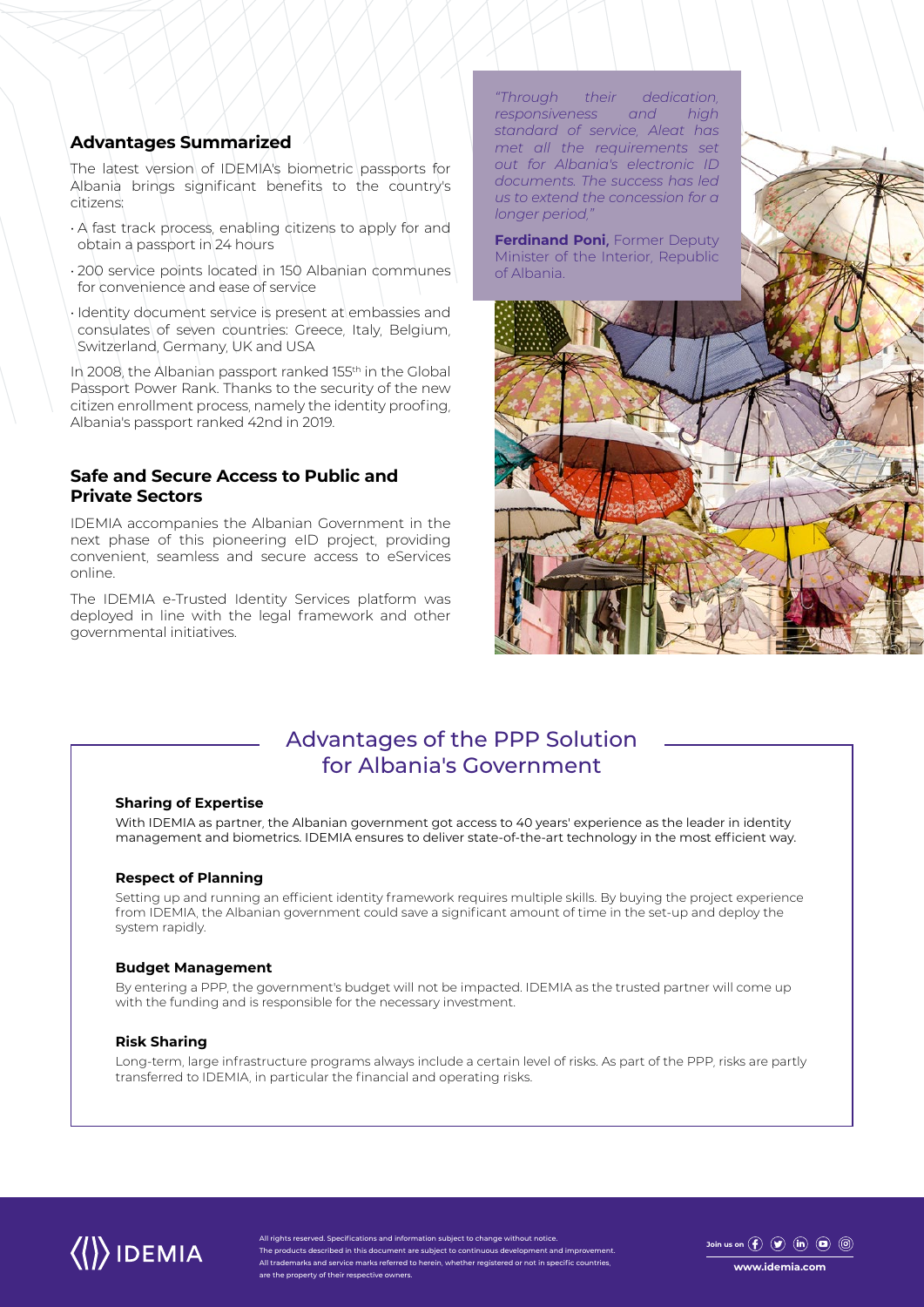## Advantages Summarized

The latest version of IDEMIA's biometric passports for Albania brings significant benefits to the country's citizens:

- A fast track process, enabling citizens to apply for and obtain a passport in 24 hours
- 200 service points located in 150 Albanian communes for convenience and ease of service
- Identity document service is present at embassies and consulates of seven countries: Greece, Italy, Belgium, Switzerland, Germany, UK and USA

In 2008, the Albanian passport ranked 155th in the Global Passport Power Rank. Thanks to the security of the new citizen enrollment process, namely the identity proofing, Albania's passport ranked 42nd in 2019.

## Safe and Secure Access to Public and Private Sectors

IDEMIA accompanies the Albanian Government in the next phase of this pioneering eID project, providing convenient, seamless and secure access to eServices online.

The IDEMIA e-Trusted Identity Services platform was deployed in line with the legal framework and other governmental initiatives.

*"Through their dedication, responsiveness and high standard of service, Aleat has met all the requirements set out for Albania's electronic ID documents. The success has led us to extend the concession for a longer period,"*

**Ferdinand Poni,** Former Deputy Minister of the Interior, Republic of Albania.

## Advantages of the PPP Solution for Albania's Government

### Sharing of Expertise

With IDEMIA as partner, the Albanian government got access to 40 years' experience as the leader in identity management and biometrics. IDEMIA ensures to deliver state-of-the-art technology in the most efficient way.

### Respect of Planning

Setting up and running an efficient identity framework requires multiple skills. By buying the project experience from IDEMIA, the Albanian government could save a significant amount of time in the set-up and deploy the system rapidly.

### Budget Management

By entering a PPP, the government's budget will not be impacted. IDEMIA as the trusted partner will come up with the funding and is responsible for the necessary investment.

### Risk Sharing

Long-term, large infrastructure programs always include a certain level of risks. As part of the PPP, risks are partly transferred to IDEMIA, in particular the financial and operating risks.

All rights reserved. Specifications and information subject to change without notice.
The products described in this document are subject to continuous development and improvement.
All trademarks and service marks referred to herein, whether registered or not in specific countries, are the property of their respective owners.

Join us on

www.idemia.com